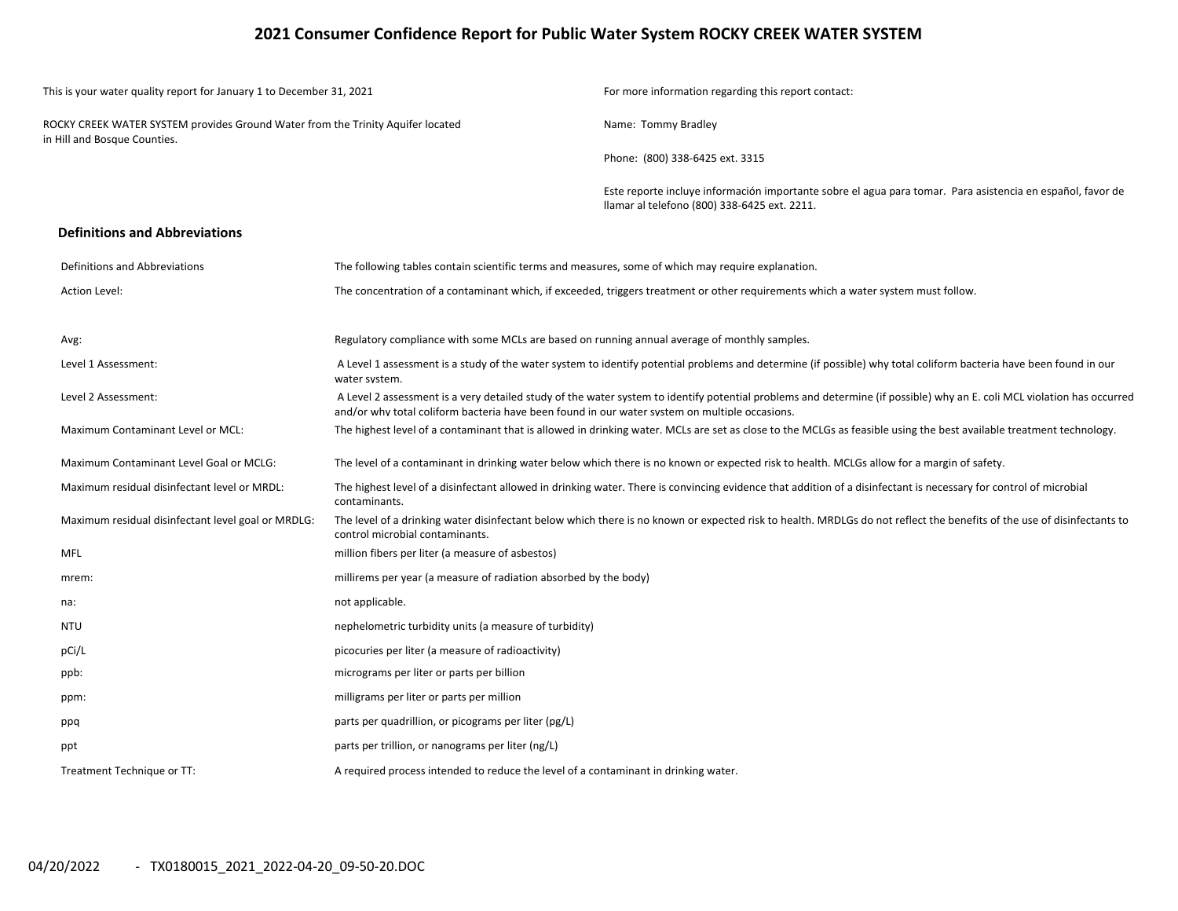# 2021 Consumer Confidence Report for Public Water System ROCKY CREEK WATER SYSTEM

This is your water quality report for January 1 to December 31, 2021

ROCKY CREEK WATER SYSTEM provides Ground Water from the Trinity Aquifer located in Hill and Bosque Counties.

For more information regarding this report contact:

Name: Tommy Bradley

Phone: (800) 338-6425 ext. 3315

Este reporte incluye información importante sobre el agua para tomar. Para asistencia en español, favor de llamar al telefono (800) 338-6425 ext. 2211.

## Definitions and Abbreviations

| | |
|---|---|
| Definitions and Abbreviations | The following tables contain scientific terms and measures, some of which may require explanation. |
| Action Level: | The concentration of a contaminant which, if exceeded, triggers treatment or other requirements which a water system must follow. |
| Avg: | Regulatory compliance with some MCLs are based on running annual average of monthly samples. |
| Level 1 Assessment: | A Level 1 assessment is a study of the water system to identify potential problems and determine (if possible) why total coliform bacteria have been found in our water system. |
| Level 2 Assessment: | A Level 2 assessment is a very detailed study of the water system to identify potential problems and determine (if possible) why an E. coli MCL violation has occurred and/or why total coliform bacteria have been found in our water system on multiple occasions. |
| Maximum Contaminant Level or MCL: | The highest level of a contaminant that is allowed in drinking water. MCLs are set as close to the MCLGs as feasible using the best available treatment technology. |
| Maximum Contaminant Level Goal or MCLG: | The level of a contaminant in drinking water below which there is no known or expected risk to health. MCLGs allow for a margin of safety. |
| Maximum residual disinfectant level or MRDL: | The highest level of a disinfectant allowed in drinking water. There is convincing evidence that addition of a disinfectant is necessary for control of microbial contaminants. |
| Maximum residual disinfectant level goal or MRDLG: | The level of a drinking water disinfectant below which there is no known or expected risk to health. MRDLGs do not reflect the benefits of the use of disinfectants to control microbial contaminants. |
| MFL | million fibers per liter (a measure of asbestos) |
| mrem: | millirems per year (a measure of radiation absorbed by the body) |
| na: | not applicable. |
| NTU | nephelometric turbidity units (a measure of turbidity) |
| pCi/L | picocuries per liter (a measure of radioactivity) |
| ppb: | micrograms per liter or parts per billion |
| ppm: | milligrams per liter or parts per million |
| ppq | parts per quadrillion, or picograms per liter (pg/L) |
| ppt | parts per trillion, or nanograms per liter (ng/L) |
| Treatment Technique or TT: | A required process intended to reduce the level of a contaminant in drinking water. |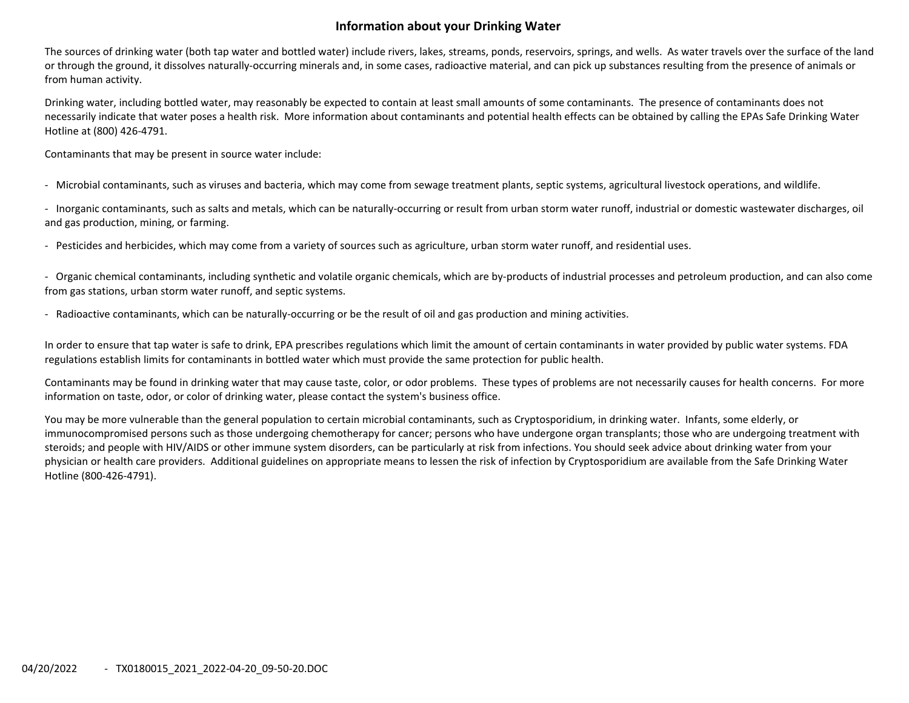## Information about your Drinking Water

The sources of drinking water (both tap water and bottled water) include rivers, lakes, streams, ponds, reservoirs, springs, and wells. As water travels over the surface of the land or through the ground, it dissolves naturally-occurring minerals and, in some cases, radioactive material, and can pick up substances resulting from the presence of animals or from human activity.

Drinking water, including bottled water, may reasonably be expected to contain at least small amounts of some contaminants. The presence of contaminants does not necessarily indicate that water poses a health risk. More information about contaminants and potential health effects can be obtained by calling the EPAs Safe Drinking Water Hotline at (800) 426-4791.

Contaminants that may be present in source water include:

- Microbial contaminants, such as viruses and bacteria, which may come from sewage treatment plants, septic systems, agricultural livestock operations, and wildlife.
- Inorganic contaminants, such as salts and metals, which can be naturally-occurring or result from urban storm water runoff, industrial or domestic wastewater discharges, oil and gas production, mining, or farming.
- Pesticides and herbicides, which may come from a variety of sources such as agriculture, urban storm water runoff, and residential uses.
- Organic chemical contaminants, including synthetic and volatile organic chemicals, which are by-products of industrial processes and petroleum production, and can also come from gas stations, urban storm water runoff, and septic systems.
- Radioactive contaminants, which can be naturally-occurring or be the result of oil and gas production and mining activities.

In order to ensure that tap water is safe to drink, EPA prescribes regulations which limit the amount of certain contaminants in water provided by public water systems. FDA regulations establish limits for contaminants in bottled water which must provide the same protection for public health.

Contaminants may be found in drinking water that may cause taste, color, or odor problems. These types of problems are not necessarily causes for health concerns. For more information on taste, odor, or color of drinking water, please contact the system's business office.

You may be more vulnerable than the general population to certain microbial contaminants, such as Cryptosporidium, in drinking water. Infants, some elderly, or immunocompromised persons such as those undergoing chemotherapy for cancer; persons who have undergone organ transplants; those who are undergoing treatment with steroids; and people with HIV/AIDS or other immune system disorders, can be particularly at risk from infections. You should seek advice about drinking water from your physician or health care providers. Additional guidelines on appropriate means to lessen the risk of infection by Cryptosporidium are available from the Safe Drinking Water Hotline (800-426-4791).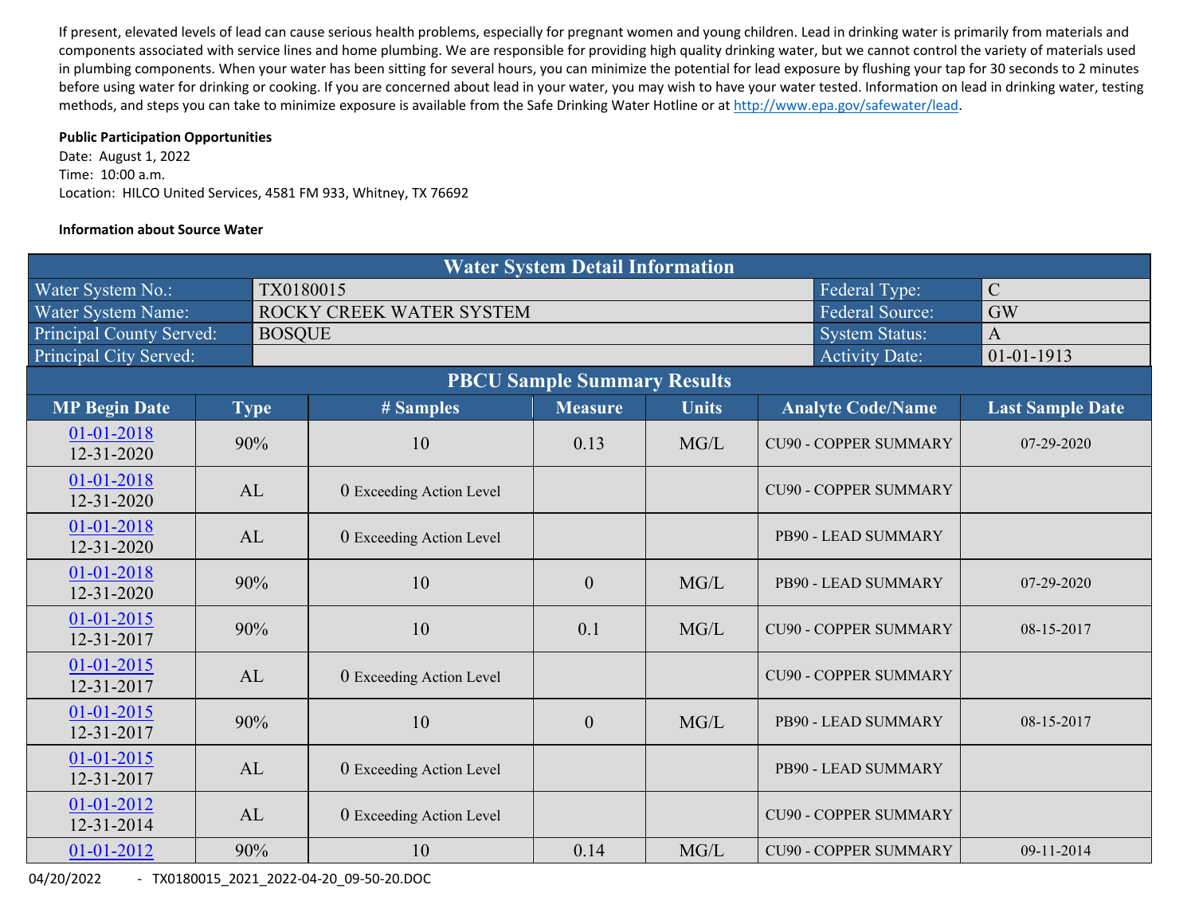If present, elevated levels of lead can cause serious health problems, especially for pregnant women and young children. Lead in drinking water is primarily from materials and components associated with service lines and home plumbing. We are responsible for providing high quality drinking water, but we cannot control the variety of materials used in plumbing components. When your water has been sitting for several hours, you can minimize the potential for lead exposure by flushing your tap for 30 seconds to 2 minutes before using water for drinking or cooking. If you are concerned about lead in your water, you may wish to have your water tested. Information on lead in drinking water, testing methods, and steps you can take to minimize exposure is available from the Safe Drinking Water Hotline or at http://www.epa.gov/safewater/lead.

**Public Participation Opportunities**

Date: August 1, 2022
Time: 10:00 a.m.
Location: HILCO United Services, 4581 FM 933, Whitney, TX 76692

**Information about Source Water**

| Water System Detail Information | | | |
|---|---|---|---|
| Water System No.: | TX0180015 | Federal Type: | C |
| Water System Name: | ROCKY CREEK WATER SYSTEM | Federal Source: | GW |
| Principal County Served: | BOSQUE | System Status: | A |
| Principal City Served: | | Activity Date: | 01-01-1913 |

**PBCU Sample Summary Results**

| MP Begin Date | Type | # Samples | Measure | Units | Analyte Code/Name | Last Sample Date |
|---|---|---|---|---|---|---|
| 01-01-2018 12-31-2020 | 90% | 10 | 0.13 | MG/L | CU90 - COPPER SUMMARY | 07-29-2020 |
| 01-01-2018 12-31-2020 | AL | 0 Exceeding Action Level | | | CU90 - COPPER SUMMARY | |
| 01-01-2018 12-31-2020 | AL | 0 Exceeding Action Level | | | PB90 - LEAD SUMMARY | |
| 01-01-2018 12-31-2020 | 90% | 10 | 0 | MG/L | PB90 - LEAD SUMMARY | 07-29-2020 |
| 01-01-2015 12-31-2017 | 90% | 10 | 0.1 | MG/L | CU90 - COPPER SUMMARY | 08-15-2017 |
| 01-01-2015 12-31-2017 | AL | 0 Exceeding Action Level | | | CU90 - COPPER SUMMARY | |
| 01-01-2015 12-31-2017 | 90% | 10 | 0 | MG/L | PB90 - LEAD SUMMARY | 08-15-2017 |
| 01-01-2015 12-31-2017 | AL | 0 Exceeding Action Level | | | PB90 - LEAD SUMMARY | |
| 01-01-2012 12-31-2014 | AL | 0 Exceeding Action Level | | | CU90 - COPPER SUMMARY | |
| 01-01-2012 | 90% | 10 | 0.14 | MG/L | CU90 - COPPER SUMMARY | 09-11-2014 |

04/20/2022 - TX0180015_2021_2022-04-20_09-50-20.DOC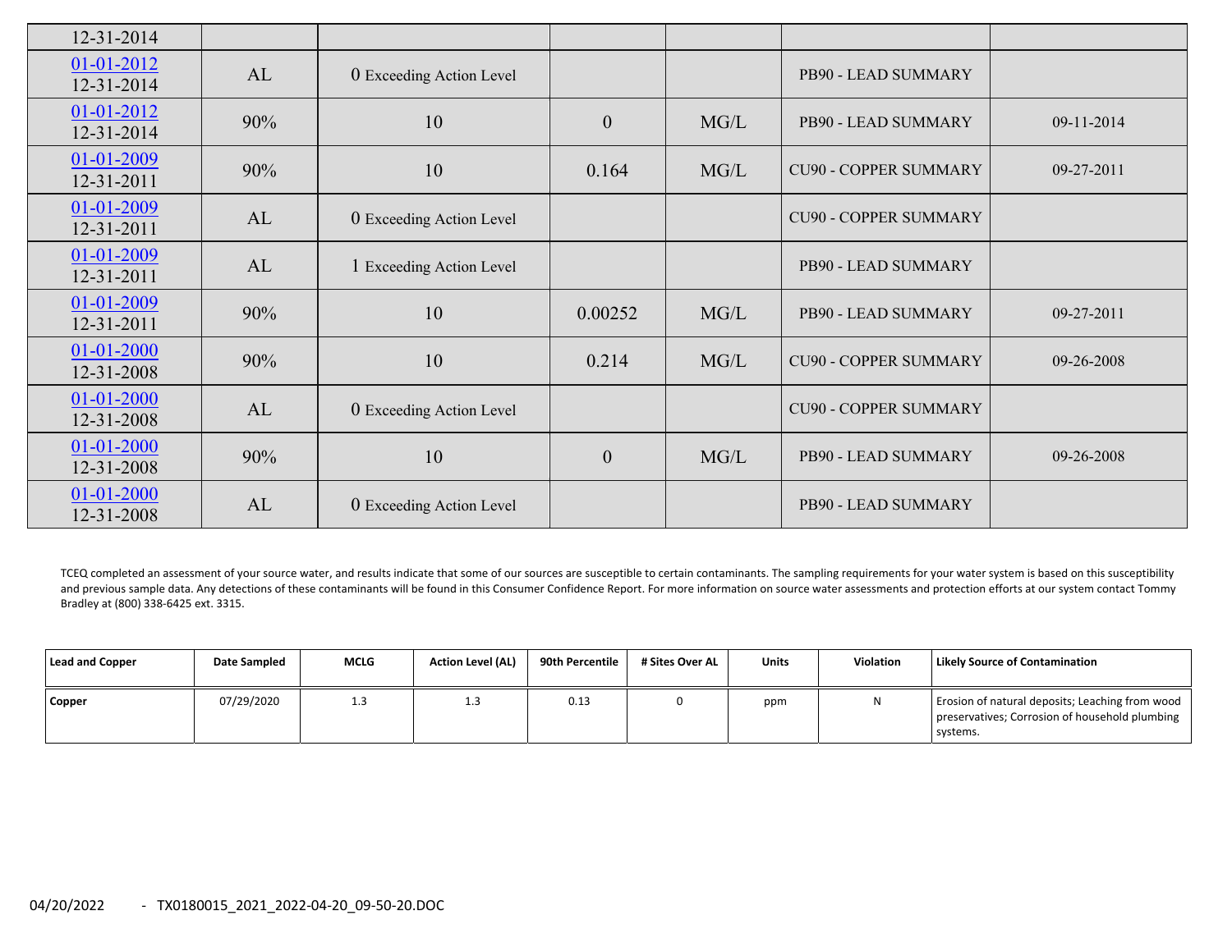| | | | | | | |
|---|---|---|---|---|---|---|
| 12-31-2014 | | | | | | |
| 01-01-2012 12-31-2014 | AL | 0 Exceeding Action Level | | | PB90 - LEAD SUMMARY | |
| 01-01-2012 12-31-2014 | 90% | 10 | 0 | MG/L | PB90 - LEAD SUMMARY | 09-11-2014 |
| 01-01-2009 12-31-2011 | 90% | 10 | 0.164 | MG/L | CU90 - COPPER SUMMARY | 09-27-2011 |
| 01-01-2009 12-31-2011 | AL | 0 Exceeding Action Level | | | CU90 - COPPER SUMMARY | |
| 01-01-2009 12-31-2011 | AL | 1 Exceeding Action Level | | | PB90 - LEAD SUMMARY | |
| 01-01-2009 12-31-2011 | 90% | 10 | 0.00252 | MG/L | PB90 - LEAD SUMMARY | 09-27-2011 |
| 01-01-2000 12-31-2008 | 90% | 10 | 0.214 | MG/L | CU90 - COPPER SUMMARY | 09-26-2008 |
| 01-01-2000 12-31-2008 | AL | 0 Exceeding Action Level | | | CU90 - COPPER SUMMARY | |
| 01-01-2000 12-31-2008 | 90% | 10 | 0 | MG/L | PB90 - LEAD SUMMARY | 09-26-2008 |
| 01-01-2000 12-31-2008 | AL | 0 Exceeding Action Level | | | PB90 - LEAD SUMMARY | |

TCEQ completed an assessment of your source water, and results indicate that some of our sources are susceptible to certain contaminants. The sampling requirements for your water system is based on this susceptibility and previous sample data. Any detections of these contaminants will be found in this Consumer Confidence Report. For more information on source water assessments and protection efforts at our system contact Tommy Bradley at (800) 338-6425 ext. 3315.

| Lead and Copper | Date Sampled | MCLG | Action Level (AL) | 90th Percentile | # Sites Over AL | Units | Violation | Likely Source of Contamination |
|---|---|---|---|---|---|---|---|---|
| Copper | 07/29/2020 | 1.3 | 1.3 | 0.13 | 0 | ppm | N | Erosion of natural deposits; Leaching from wood preservatives; Corrosion of household plumbing systems. |

04/20/2022 - TX0180015_2021_2022-04-20_09-50-20.DOC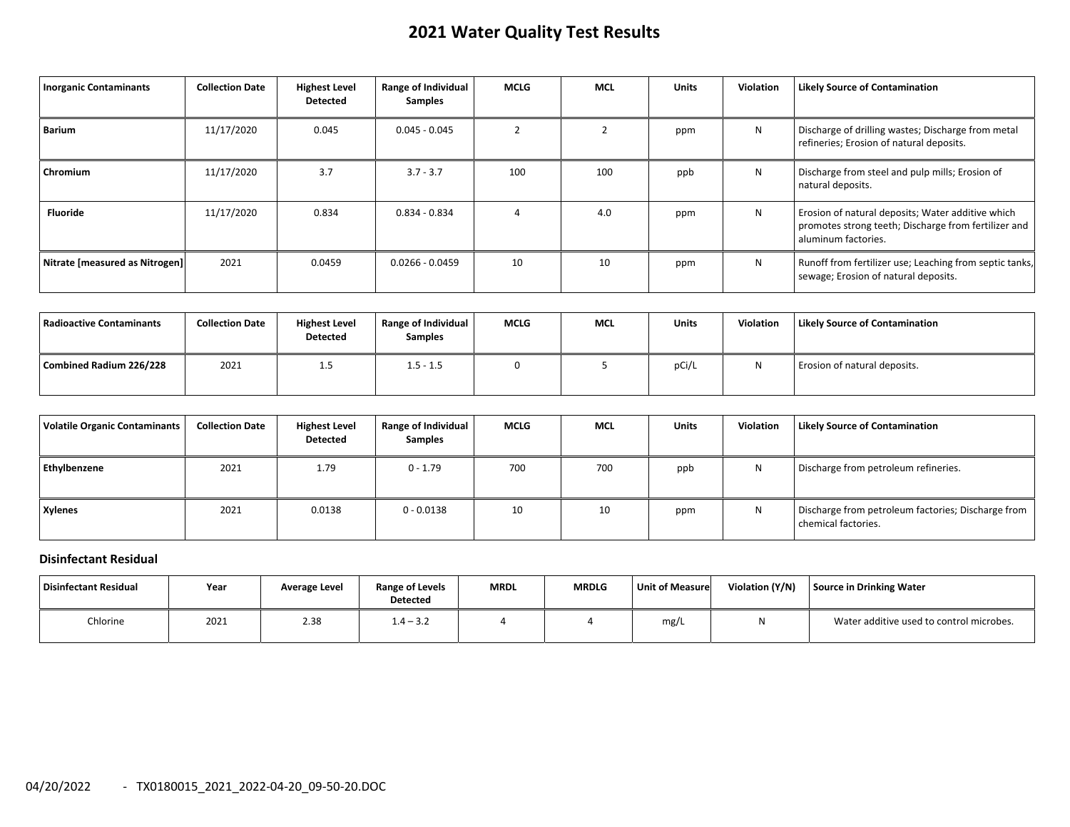# 2021 Water Quality Test Results

| Inorganic Contaminants | Collection Date | Highest Level Detected | Range of Individual Samples | MCLG | MCL | Units | Violation | Likely Source of Contamination |
|---|---|---|---|---|---|---|---|---|
| Barium | 11/17/2020 | 0.045 | 0.045 - 0.045 | 2 | 2 | ppm | N | Discharge of drilling wastes; Discharge from metal refineries; Erosion of natural deposits. |
| Chromium | 11/17/2020 | 3.7 | 3.7 - 3.7 | 100 | 100 | ppb | N | Discharge from steel and pulp mills; Erosion of natural deposits. |
| Fluoride | 11/17/2020 | 0.834 | 0.834 - 0.834 | 4 | 4.0 | ppm | N | Erosion of natural deposits; Water additive which promotes strong teeth; Discharge from fertilizer and aluminum factories. |
| Nitrate [measured as Nitrogen] | 2021 | 0.0459 | 0.0266 - 0.0459 | 10 | 10 | ppm | N | Runoff from fertilizer use; Leaching from septic tanks, sewage; Erosion of natural deposits. |

| Radioactive Contaminants | Collection Date | Highest Level Detected | Range of Individual Samples | MCLG | MCL | Units | Violation | Likely Source of Contamination |
|---|---|---|---|---|---|---|---|---|
| Combined Radium 226/228 | 2021 | 1.5 | 1.5 - 1.5 | 0 | 5 | pCi/L | N | Erosion of natural deposits. |

| Volatile Organic Contaminants | Collection Date | Highest Level Detected | Range of Individual Samples | MCLG | MCL | Units | Violation | Likely Source of Contamination |
|---|---|---|---|---|---|---|---|---|
| Ethylbenzene | 2021 | 1.79 | 0 - 1.79 | 700 | 700 | ppb | N | Discharge from petroleum refineries. |
| Xylenes | 2021 | 0.0138 | 0 - 0.0138 | 10 | 10 | ppm | N | Discharge from petroleum factories; Discharge from chemical factories. |

### Disinfectant Residual

| Disinfectant Residual | Year | Average Level | Range of Levels Detected | MRDL | MRDLG | Unit of Measure | Violation (Y/N) | Source in Drinking Water |
|---|---|---|---|---|---|---|---|---|
| Chlorine | 2021 | 2.38 | 1.4 – 3.2 | 4 | 4 | mg/L | N | Water additive used to control microbes. |

04/20/2022 - TX0180015_2021_2022-04-20_09-50-20.DOC